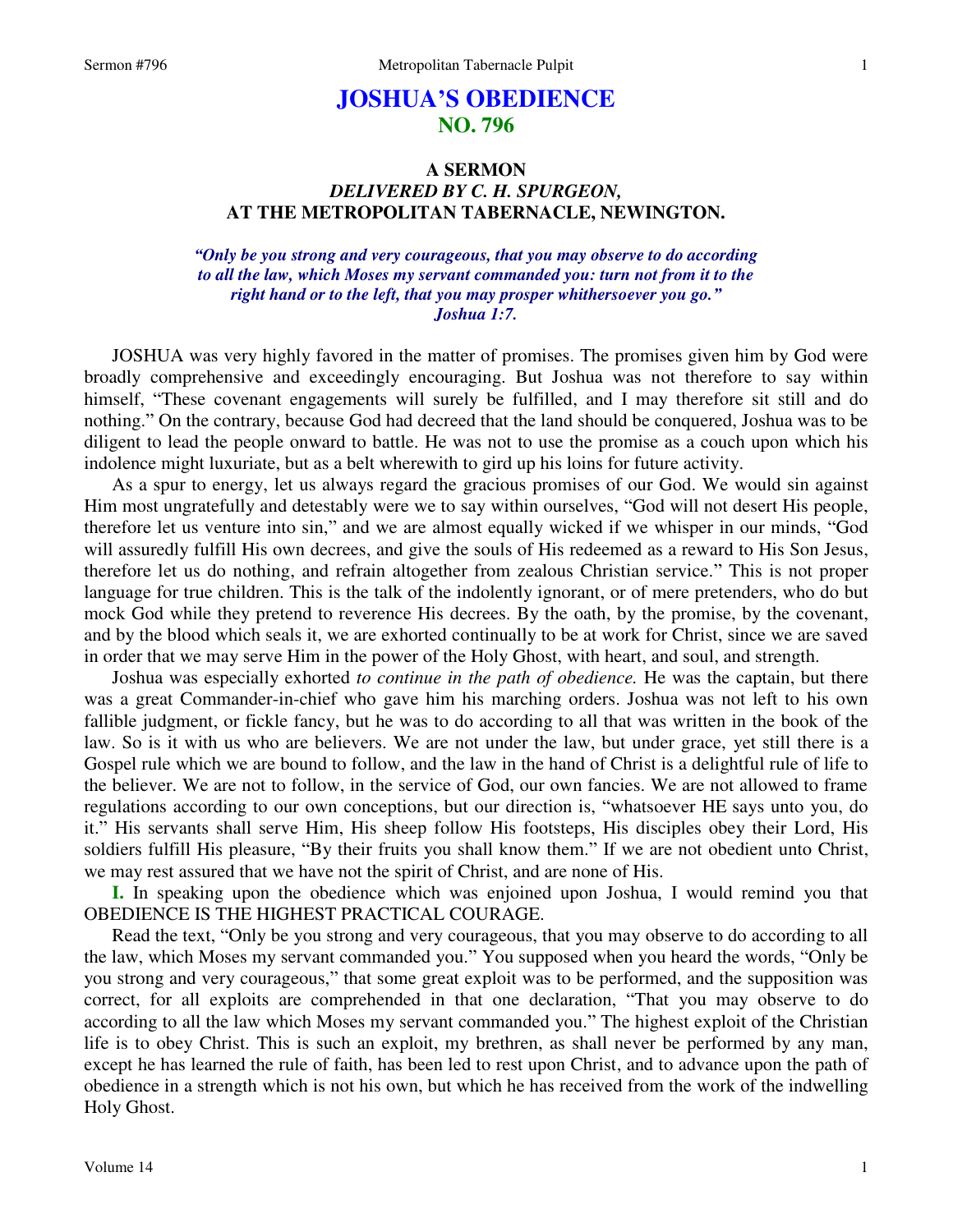# JOSHUA'S OBEDIENCE
## NO. 796

### A SERMON
### *DELIVERED BY C. H. SPURGEON,*
### AT THE METROPOLITAN TABERNACLE, NEWINGTON.

***"Only be you strong and very courageous, that you may observe to do according to all the law, which Moses my servant commanded you: turn not from it to the right hand or to the left, that you may prosper whithersoever you go." Joshua 1:7.***

JOSHUA was very highly favored in the matter of promises. The promises given him by God were broadly comprehensive and exceedingly encouraging. But Joshua was not therefore to say within himself, "These covenant engagements will surely be fulfilled, and I may therefore sit still and do nothing." On the contrary, because God had decreed that the land should be conquered, Joshua was to be diligent to lead the people onward to battle. He was not to use the promise as a couch upon which his indolence might luxuriate, but as a belt wherewith to gird up his loins for future activity.

As a spur to energy, let us always regard the gracious promises of our God. We would sin against Him most ungratefully and detestably were we to say within ourselves, "God will not desert His people, therefore let us venture into sin," and we are almost equally wicked if we whisper in our minds, "God will assuredly fulfill His own decrees, and give the souls of His redeemed as a reward to His Son Jesus, therefore let us do nothing, and refrain altogether from zealous Christian service." This is not proper language for true children. This is the talk of the indolently ignorant, or of mere pretenders, who do but mock God while they pretend to reverence His decrees. By the oath, by the promise, by the covenant, and by the blood which seals it, we are exhorted continually to be at work for Christ, since we are saved in order that we may serve Him in the power of the Holy Ghost, with heart, and soul, and strength.

Joshua was especially exhorted *to continue in the path of obedience.* He was the captain, but there was a great Commander-in-chief who gave him his marching orders. Joshua was not left to his own fallible judgment, or fickle fancy, but he was to do according to all that was written in the book of the law. So is it with us who are believers. We are not under the law, but under grace, yet still there is a Gospel rule which we are bound to follow, and the law in the hand of Christ is a delightful rule of life to the believer. We are not to follow, in the service of God, our own fancies. We are not allowed to frame regulations according to our own conceptions, but our direction is, "whatsoever HE says unto you, do it." His servants shall serve Him, His sheep follow His footsteps, His disciples obey their Lord, His soldiers fulfill His pleasure, "By their fruits you shall know them." If we are not obedient unto Christ, we may rest assured that we have not the spirit of Christ, and are none of His.

**I.** In speaking upon the obedience which was enjoined upon Joshua, I would remind you that OBEDIENCE IS THE HIGHEST PRACTICAL COURAGE.

Read the text, "Only be you strong and very courageous, that you may observe to do according to all the law, which Moses my servant commanded you." You supposed when you heard the words, "Only be you strong and very courageous," that some great exploit was to be performed, and the supposition was correct, for all exploits are comprehended in that one declaration, "That you may observe to do according to all the law which Moses my servant commanded you." The highest exploit of the Christian life is to obey Christ. This is such an exploit, my brethren, as shall never be performed by any man, except he has learned the rule of faith, has been led to rest upon Christ, and to advance upon the path of obedience in a strength which is not his own, but which he has received from the work of the indwelling Holy Ghost.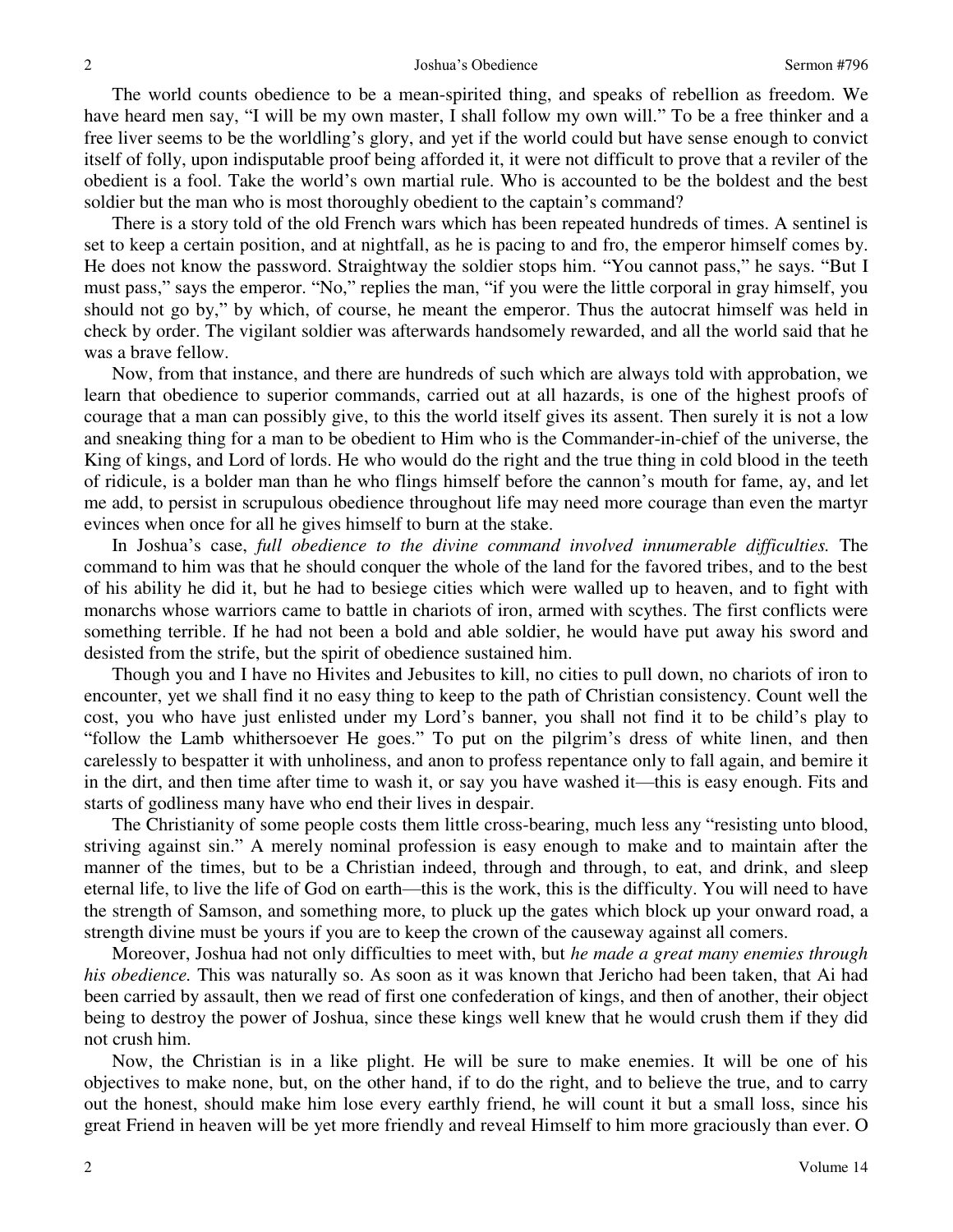The world counts obedience to be a mean-spirited thing, and speaks of rebellion as freedom. We have heard men say, "I will be my own master, I shall follow my own will." To be a free thinker and a free liver seems to be the worldling's glory, and yet if the world could but have sense enough to convict itself of folly, upon indisputable proof being afforded it, it were not difficult to prove that a reviler of the obedient is a fool. Take the world's own martial rule. Who is accounted to be the boldest and the best soldier but the man who is most thoroughly obedient to the captain's command?

There is a story told of the old French wars which has been repeated hundreds of times. A sentinel is set to keep a certain position, and at nightfall, as he is pacing to and fro, the emperor himself comes by. He does not know the password. Straightway the soldier stops him. "You cannot pass," he says. "But I must pass," says the emperor. "No," replies the man, "if you were the little corporal in gray himself, you should not go by," by which, of course, he meant the emperor. Thus the autocrat himself was held in check by order. The vigilant soldier was afterwards handsomely rewarded, and all the world said that he was a brave fellow.

Now, from that instance, and there are hundreds of such which are always told with approbation, we learn that obedience to superior commands, carried out at all hazards, is one of the highest proofs of courage that a man can possibly give, to this the world itself gives its assent. Then surely it is not a low and sneaking thing for a man to be obedient to Him who is the Commander-in-chief of the universe, the King of kings, and Lord of lords. He who would do the right and the true thing in cold blood in the teeth of ridicule, is a bolder man than he who flings himself before the cannon's mouth for fame, ay, and let me add, to persist in scrupulous obedience throughout life may need more courage than even the martyr evinces when once for all he gives himself to burn at the stake.

In Joshua's case, *full obedience to the divine command involved innumerable difficulties.* The command to him was that he should conquer the whole of the land for the favored tribes, and to the best of his ability he did it, but he had to besiege cities which were walled up to heaven, and to fight with monarchs whose warriors came to battle in chariots of iron, armed with scythes. The first conflicts were something terrible. If he had not been a bold and able soldier, he would have put away his sword and desisted from the strife, but the spirit of obedience sustained him.

Though you and I have no Hivites and Jebusites to kill, no cities to pull down, no chariots of iron to encounter, yet we shall find it no easy thing to keep to the path of Christian consistency. Count well the cost, you who have just enlisted under my Lord's banner, you shall not find it to be child's play to "follow the Lamb whithersoever He goes." To put on the pilgrim's dress of white linen, and then carelessly to bespatter it with unholiness, and anon to profess repentance only to fall again, and bemire it in the dirt, and then time after time to wash it, or say you have washed it—this is easy enough. Fits and starts of godliness many have who end their lives in despair.

The Christianity of some people costs them little cross-bearing, much less any "resisting unto blood, striving against sin." A merely nominal profession is easy enough to make and to maintain after the manner of the times, but to be a Christian indeed, through and through, to eat, and drink, and sleep eternal life, to live the life of God on earth—this is the work, this is the difficulty. You will need to have the strength of Samson, and something more, to pluck up the gates which block up your onward road, a strength divine must be yours if you are to keep the crown of the causeway against all comers.

Moreover, Joshua had not only difficulties to meet with, but *he made a great many enemies through his obedience.* This was naturally so. As soon as it was known that Jericho had been taken, that Ai had been carried by assault, then we read of first one confederation of kings, and then of another, their object being to destroy the power of Joshua, since these kings well knew that he would crush them if they did not crush him.

Now, the Christian is in a like plight. He will be sure to make enemies. It will be one of his objectives to make none, but, on the other hand, if to do the right, and to believe the true, and to carry out the honest, should make him lose every earthly friend, he will count it but a small loss, since his great Friend in heaven will be yet more friendly and reveal Himself to him more graciously than ever. O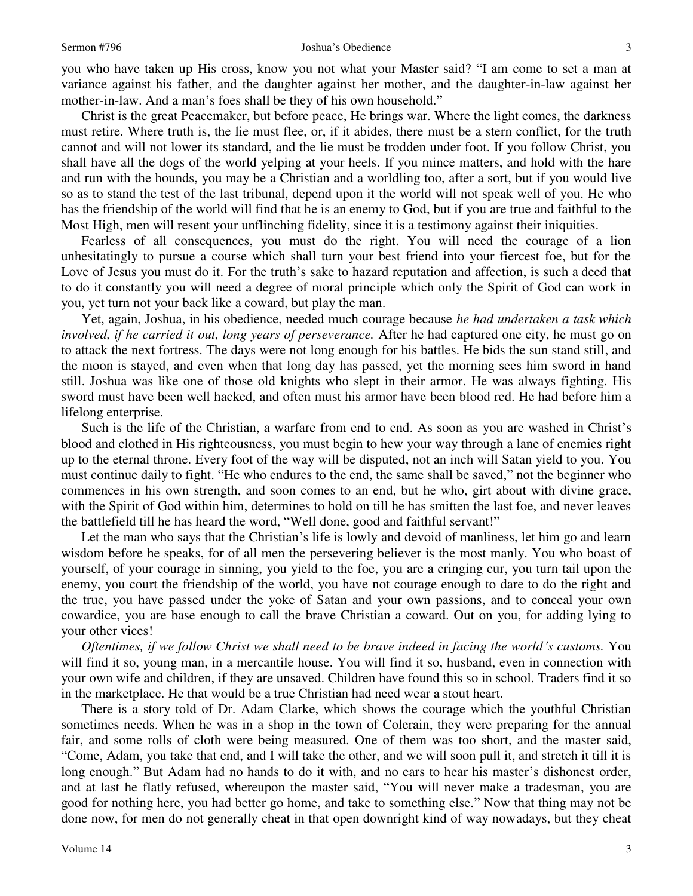you who have taken up His cross, know you not what your Master said? "I am come to set a man at variance against his father, and the daughter against her mother, and the daughter-in-law against her mother-in-law. And a man's foes shall be they of his own household."

Christ is the great Peacemaker, but before peace, He brings war. Where the light comes, the darkness must retire. Where truth is, the lie must flee, or, if it abides, there must be a stern conflict, for the truth cannot and will not lower its standard, and the lie must be trodden under foot. If you follow Christ, you shall have all the dogs of the world yelping at your heels. If you mince matters, and hold with the hare and run with the hounds, you may be a Christian and a worldling too, after a sort, but if you would live so as to stand the test of the last tribunal, depend upon it the world will not speak well of you. He who has the friendship of the world will find that he is an enemy to God, but if you are true and faithful to the Most High, men will resent your unflinching fidelity, since it is a testimony against their iniquities.

Fearless of all consequences, you must do the right. You will need the courage of a lion unhesitatingly to pursue a course which shall turn your best friend into your fiercest foe, but for the Love of Jesus you must do it. For the truth's sake to hazard reputation and affection, is such a deed that to do it constantly you will need a degree of moral principle which only the Spirit of God can work in you, yet turn not your back like a coward, but play the man.

Yet, again, Joshua, in his obedience, needed much courage because *he had undertaken a task which involved, if he carried it out, long years of perseverance.* After he had captured one city, he must go on to attack the next fortress. The days were not long enough for his battles. He bids the sun stand still, and the moon is stayed, and even when that long day has passed, yet the morning sees him sword in hand still. Joshua was like one of those old knights who slept in their armor. He was always fighting. His sword must have been well hacked, and often must his armor have been blood red. He had before him a lifelong enterprise.

Such is the life of the Christian, a warfare from end to end. As soon as you are washed in Christ's blood and clothed in His righteousness, you must begin to hew your way through a lane of enemies right up to the eternal throne. Every foot of the way will be disputed, not an inch will Satan yield to you. You must continue daily to fight. "He who endures to the end, the same shall be saved," not the beginner who commences in his own strength, and soon comes to an end, but he who, girt about with divine grace, with the Spirit of God within him, determines to hold on till he has smitten the last foe, and never leaves the battlefield till he has heard the word, "Well done, good and faithful servant!"

Let the man who says that the Christian's life is lowly and devoid of manliness, let him go and learn wisdom before he speaks, for of all men the persevering believer is the most manly. You who boast of yourself, of your courage in sinning, you yield to the foe, you are a cringing cur, you turn tail upon the enemy, you court the friendship of the world, you have not courage enough to dare to do the right and the true, you have passed under the yoke of Satan and your own passions, and to conceal your own cowardice, you are base enough to call the brave Christian a coward. Out on you, for adding lying to your other vices!

*Oftentimes, if we follow Christ we shall need to be brave indeed in facing the world's customs.* You will find it so, young man, in a mercantile house. You will find it so, husband, even in connection with your own wife and children, if they are unsaved. Children have found this so in school. Traders find it so in the marketplace. He that would be a true Christian had need wear a stout heart.

There is a story told of Dr. Adam Clarke, which shows the courage which the youthful Christian sometimes needs. When he was in a shop in the town of Colerain, they were preparing for the annual fair, and some rolls of cloth were being measured. One of them was too short, and the master said, "Come, Adam, you take that end, and I will take the other, and we will soon pull it, and stretch it till it is long enough." But Adam had no hands to do it with, and no ears to hear his master's dishonest order, and at last he flatly refused, whereupon the master said, "You will never make a tradesman, you are good for nothing here, you had better go home, and take to something else." Now that thing may not be done now, for men do not generally cheat in that open downright kind of way nowadays, but they cheat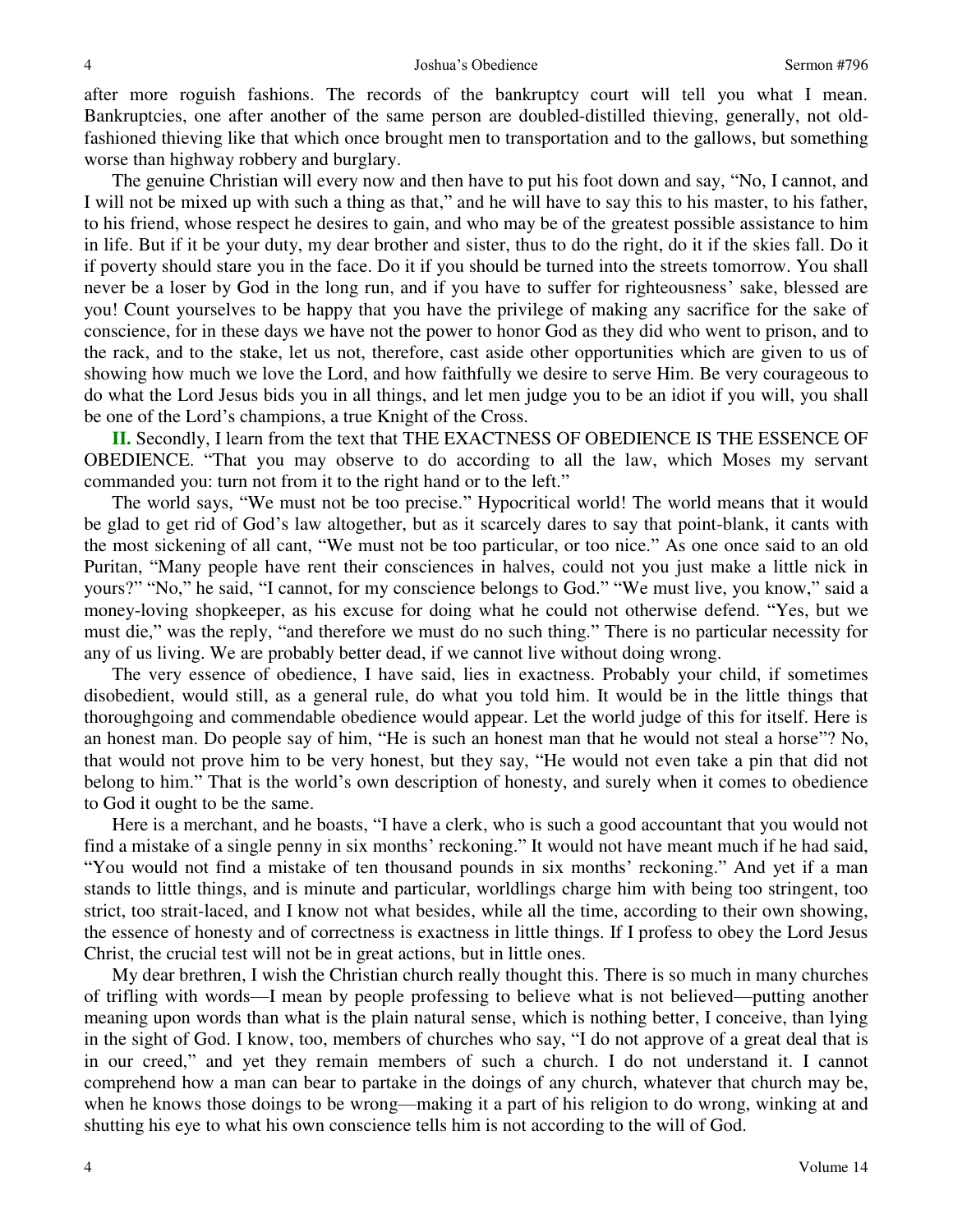after more roguish fashions. The records of the bankruptcy court will tell you what I mean. Bankruptcies, one after another of the same person are doubled-distilled thieving, generally, not old-fashioned thieving like that which once brought men to transportation and to the gallows, but something worse than highway robbery and burglary.

The genuine Christian will every now and then have to put his foot down and say, "No, I cannot, and I will not be mixed up with such a thing as that," and he will have to say this to his master, to his father, to his friend, whose respect he desires to gain, and who may be of the greatest possible assistance to him in life. But if it be your duty, my dear brother and sister, thus to do the right, do it if the skies fall. Do it if poverty should stare you in the face. Do it if you should be turned into the streets tomorrow. You shall never be a loser by God in the long run, and if you have to suffer for righteousness' sake, blessed are you! Count yourselves to be happy that you have the privilege of making any sacrifice for the sake of conscience, for in these days we have not the power to honor God as they did who went to prison, and to the rack, and to the stake, let us not, therefore, cast aside other opportunities which are given to us of showing how much we love the Lord, and how faithfully we desire to serve Him. Be very courageous to do what the Lord Jesus bids you in all things, and let men judge you to be an idiot if you will, you shall be one of the Lord's champions, a true Knight of the Cross.

**II.** Secondly, I learn from the text that THE EXACTNESS OF OBEDIENCE IS THE ESSENCE OF OBEDIENCE. "That you may observe to do according to all the law, which Moses my servant commanded you: turn not from it to the right hand or to the left."

The world says, "We must not be too precise." Hypocritical world! The world means that it would be glad to get rid of God's law altogether, but as it scarcely dares to say that point-blank, it cants with the most sickening of all cant, "We must not be too particular, or too nice." As one once said to an old Puritan, "Many people have rent their consciences in halves, could not you just make a little nick in yours?" "No," he said, "I cannot, for my conscience belongs to God." "We must live, you know," said a money-loving shopkeeper, as his excuse for doing what he could not otherwise defend. "Yes, but we must die," was the reply, "and therefore we must do no such thing." There is no particular necessity for any of us living. We are probably better dead, if we cannot live without doing wrong.

The very essence of obedience, I have said, lies in exactness. Probably your child, if sometimes disobedient, would still, as a general rule, do what you told him. It would be in the little things that thoroughgoing and commendable obedience would appear. Let the world judge of this for itself. Here is an honest man. Do people say of him, "He is such an honest man that he would not steal a horse"? No, that would not prove him to be very honest, but they say, "He would not even take a pin that did not belong to him." That is the world's own description of honesty, and surely when it comes to obedience to God it ought to be the same.

Here is a merchant, and he boasts, "I have a clerk, who is such a good accountant that you would not find a mistake of a single penny in six months' reckoning." It would not have meant much if he had said, "You would not find a mistake of ten thousand pounds in six months' reckoning." And yet if a man stands to little things, and is minute and particular, worldlings charge him with being too stringent, too strict, too strait-laced, and I know not what besides, while all the time, according to their own showing, the essence of honesty and of correctness is exactness in little things. If I profess to obey the Lord Jesus Christ, the crucial test will not be in great actions, but in little ones.

My dear brethren, I wish the Christian church really thought this. There is so much in many churches of trifling with words—I mean by people professing to believe what is not believed—putting another meaning upon words than what is the plain natural sense, which is nothing better, I conceive, than lying in the sight of God. I know, too, members of churches who say, "I do not approve of a great deal that is in our creed," and yet they remain members of such a church. I do not understand it. I cannot comprehend how a man can bear to partake in the doings of any church, whatever that church may be, when he knows those doings to be wrong—making it a part of his religion to do wrong, winking at and shutting his eye to what his own conscience tells him is not according to the will of God.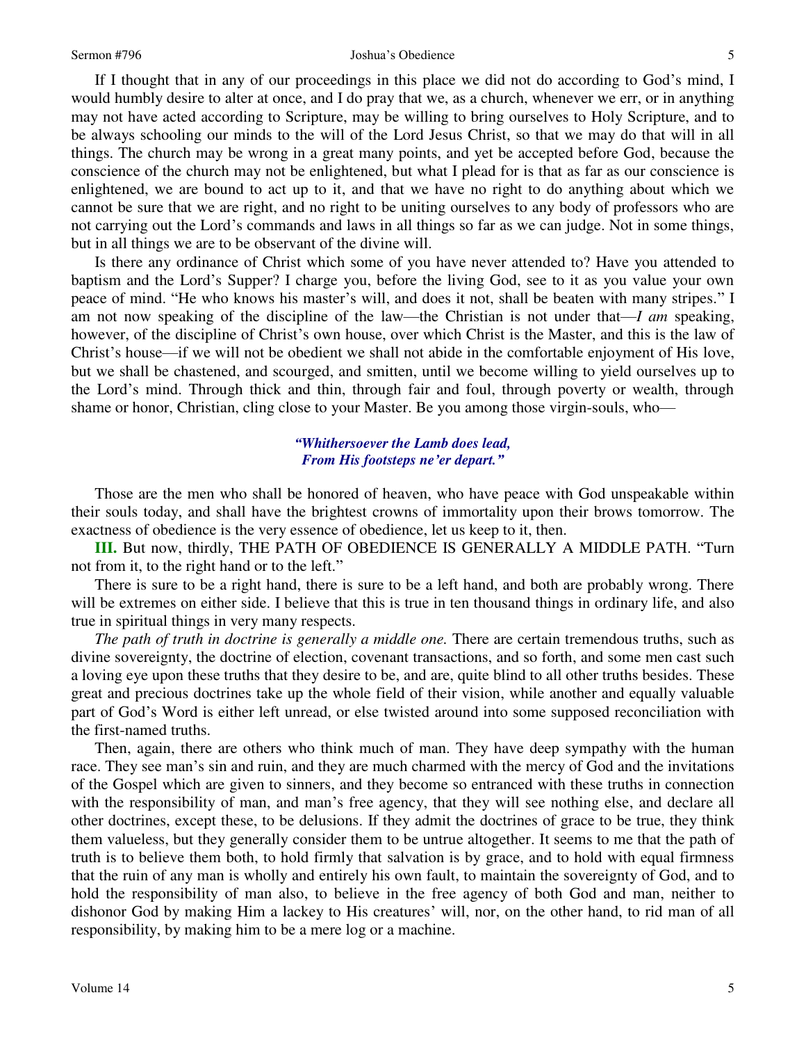If I thought that in any of our proceedings in this place we did not do according to God's mind, I would humbly desire to alter at once, and I do pray that we, as a church, whenever we err, or in anything may not have acted according to Scripture, may be willing to bring ourselves to Holy Scripture, and to be always schooling our minds to the will of the Lord Jesus Christ, so that we may do that will in all things. The church may be wrong in a great many points, and yet be accepted before God, because the conscience of the church may not be enlightened, but what I plead for is that as far as our conscience is enlightened, we are bound to act up to it, and that we have no right to do anything about which we cannot be sure that we are right, and no right to be uniting ourselves to any body of professors who are not carrying out the Lord's commands and laws in all things so far as we can judge. Not in some things, but in all things we are to be observant of the divine will.

Is there any ordinance of Christ which some of you have never attended to? Have you attended to baptism and the Lord's Supper? I charge you, before the living God, see to it as you value your own peace of mind. "He who knows his master's will, and does it not, shall be beaten with many stripes." I am not now speaking of the discipline of the law—the Christian is not under that—*I am* speaking, however, of the discipline of Christ's own house, over which Christ is the Master, and this is the law of Christ's house—if we will not be obedient we shall not abide in the comfortable enjoyment of His love, but we shall be chastened, and scourged, and smitten, until we become willing to yield ourselves up to the Lord's mind. Through thick and thin, through fair and foul, through poverty or wealth, through shame or honor, Christian, cling close to your Master. Be you among those virgin-souls, who—

> ***"Whithersoever the Lamb does lead,***
> ***From His footsteps ne'er depart."***

Those are the men who shall be honored of heaven, who have peace with God unspeakable within their souls today, and shall have the brightest crowns of immortality upon their brows tomorrow. The exactness of obedience is the very essence of obedience, let us keep to it, then.

**III.** But now, thirdly, THE PATH OF OBEDIENCE IS GENERALLY A MIDDLE PATH. "Turn not from it, to the right hand or to the left."

There is sure to be a right hand, there is sure to be a left hand, and both are probably wrong. There will be extremes on either side. I believe that this is true in ten thousand things in ordinary life, and also true in spiritual things in very many respects.

*The path of truth in doctrine is generally a middle one.* There are certain tremendous truths, such as divine sovereignty, the doctrine of election, covenant transactions, and so forth, and some men cast such a loving eye upon these truths that they desire to be, and are, quite blind to all other truths besides. These great and precious doctrines take up the whole field of their vision, while another and equally valuable part of God's Word is either left unread, or else twisted around into some supposed reconciliation with the first-named truths.

Then, again, there are others who think much of man. They have deep sympathy with the human race. They see man's sin and ruin, and they are much charmed with the mercy of God and the invitations of the Gospel which are given to sinners, and they become so entranced with these truths in connection with the responsibility of man, and man's free agency, that they will see nothing else, and declare all other doctrines, except these, to be delusions. If they admit the doctrines of grace to be true, they think them valueless, but they generally consider them to be untrue altogether. It seems to me that the path of truth is to believe them both, to hold firmly that salvation is by grace, and to hold with equal firmness that the ruin of any man is wholly and entirely his own fault, to maintain the sovereignty of God, and to hold the responsibility of man also, to believe in the free agency of both God and man, neither to dishonor God by making Him a lackey to His creatures' will, nor, on the other hand, to rid man of all responsibility, by making him to be a mere log or a machine.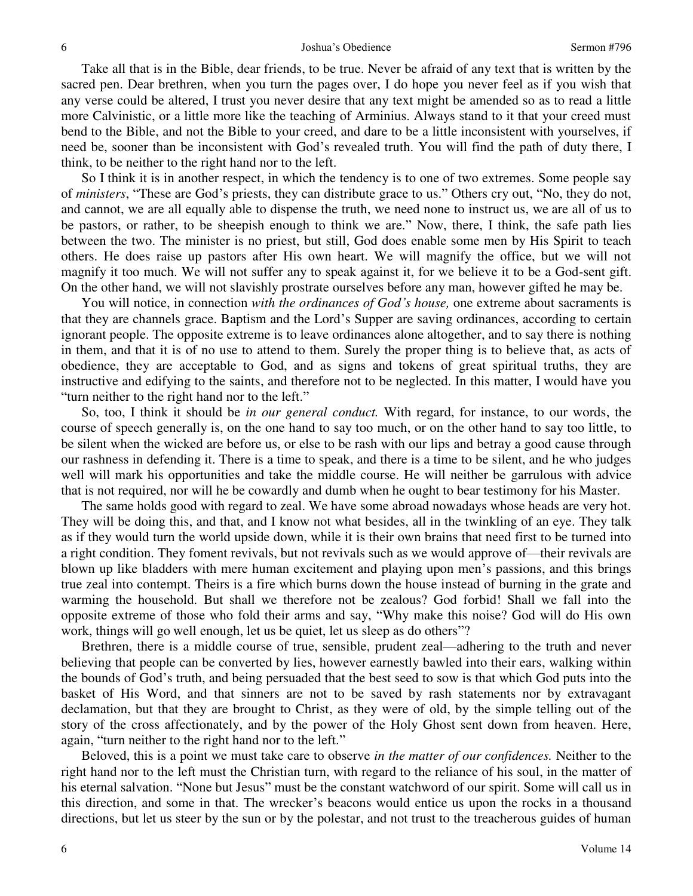Take all that is in the Bible, dear friends, to be true. Never be afraid of any text that is written by the sacred pen. Dear brethren, when you turn the pages over, I do hope you never feel as if you wish that any verse could be altered, I trust you never desire that any text might be amended so as to read a little more Calvinistic, or a little more like the teaching of Arminius. Always stand to it that your creed must bend to the Bible, and not the Bible to your creed, and dare to be a little inconsistent with yourselves, if need be, sooner than be inconsistent with God's revealed truth. You will find the path of duty there, I think, to be neither to the right hand nor to the left.

So I think it is in another respect, in which the tendency is to one of two extremes. Some people say of *ministers*, "These are God's priests, they can distribute grace to us." Others cry out, "No, they do not, and cannot, we are all equally able to dispense the truth, we need none to instruct us, we are all of us to be pastors, or rather, to be sheepish enough to think we are." Now, there, I think, the safe path lies between the two. The minister is no priest, but still, God does enable some men by His Spirit to teach others. He does raise up pastors after His own heart. We will magnify the office, but we will not magnify it too much. We will not suffer any to speak against it, for we believe it to be a God-sent gift. On the other hand, we will not slavishly prostrate ourselves before any man, however gifted he may be.

You will notice, in connection *with the ordinances of God's house,* one extreme about sacraments is that they are channels grace. Baptism and the Lord's Supper are saving ordinances, according to certain ignorant people. The opposite extreme is to leave ordinances alone altogether, and to say there is nothing in them, and that it is of no use to attend to them. Surely the proper thing is to believe that, as acts of obedience, they are acceptable to God, and as signs and tokens of great spiritual truths, they are instructive and edifying to the saints, and therefore not to be neglected. In this matter, I would have you "turn neither to the right hand nor to the left."

So, too, I think it should be *in our general conduct.* With regard, for instance, to our words, the course of speech generally is, on the one hand to say too much, or on the other hand to say too little, to be silent when the wicked are before us, or else to be rash with our lips and betray a good cause through our rashness in defending it. There is a time to speak, and there is a time to be silent, and he who judges well will mark his opportunities and take the middle course. He will neither be garrulous with advice that is not required, nor will he be cowardly and dumb when he ought to bear testimony for his Master.

The same holds good with regard to zeal. We have some abroad nowadays whose heads are very hot. They will be doing this, and that, and I know not what besides, all in the twinkling of an eye. They talk as if they would turn the world upside down, while it is their own brains that need first to be turned into a right condition. They foment revivals, but not revivals such as we would approve of—their revivals are blown up like bladders with mere human excitement and playing upon men's passions, and this brings true zeal into contempt. Theirs is a fire which burns down the house instead of burning in the grate and warming the household. But shall we therefore not be zealous? God forbid! Shall we fall into the opposite extreme of those who fold their arms and say, "Why make this noise? God will do His own work, things will go well enough, let us be quiet, let us sleep as do others"?

Brethren, there is a middle course of true, sensible, prudent zeal—adhering to the truth and never believing that people can be converted by lies, however earnestly bawled into their ears, walking within the bounds of God's truth, and being persuaded that the best seed to sow is that which God puts into the basket of His Word, and that sinners are not to be saved by rash statements nor by extravagant declamation, but that they are brought to Christ, as they were of old, by the simple telling out of the story of the cross affectionately, and by the power of the Holy Ghost sent down from heaven. Here, again, "turn neither to the right hand nor to the left."

Beloved, this is a point we must take care to observe *in the matter of our confidences.* Neither to the right hand nor to the left must the Christian turn, with regard to the reliance of his soul, in the matter of his eternal salvation. "None but Jesus" must be the constant watchword of our spirit. Some will call us in this direction, and some in that. The wrecker's beacons would entice us upon the rocks in a thousand directions, but let us steer by the sun or by the polestar, and not trust to the treacherous guides of human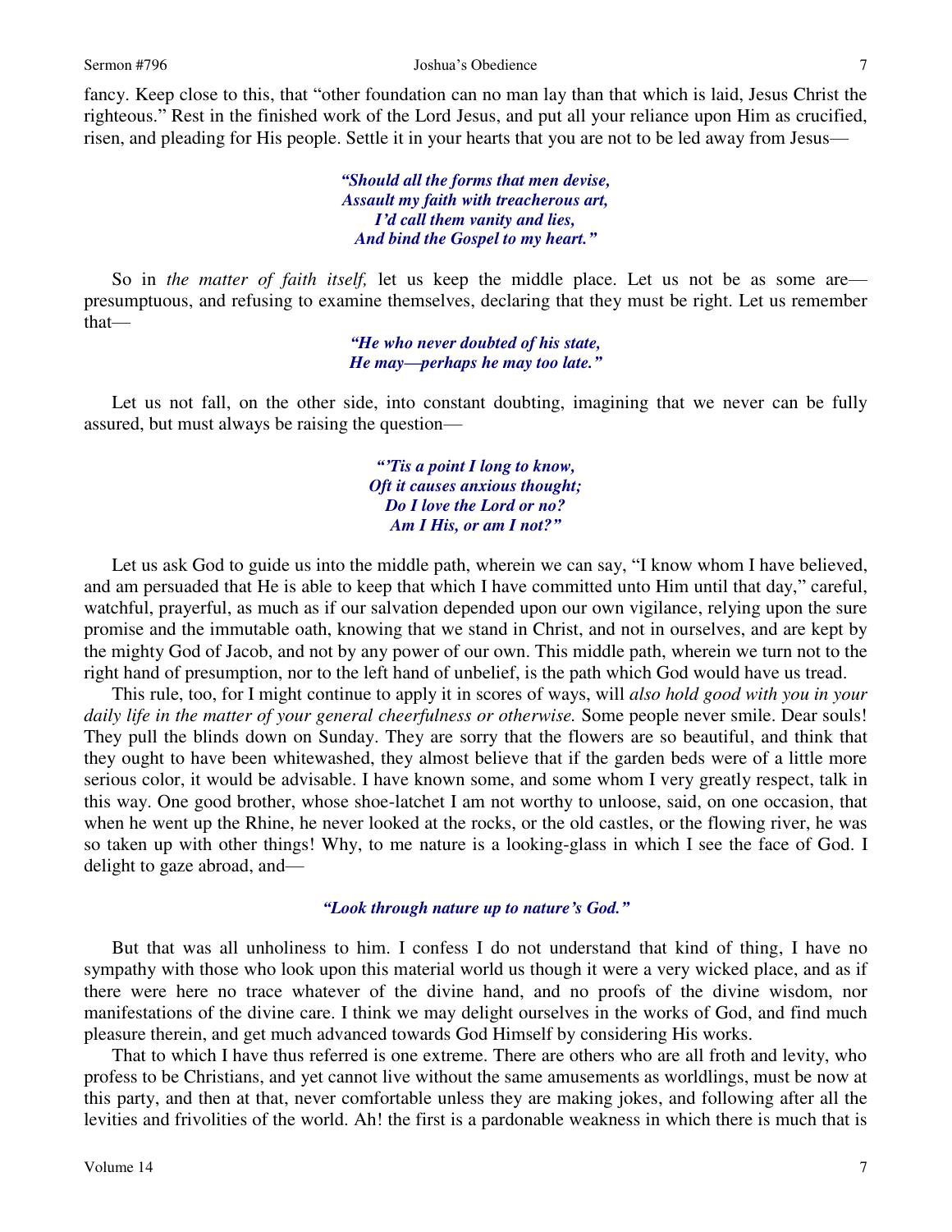fancy. Keep close to this, that "other foundation can no man lay than that which is laid, Jesus Christ the righteous." Rest in the finished work of the Lord Jesus, and put all your reliance upon Him as crucified, risen, and pleading for His people. Settle it in your hearts that you are not to be led away from Jesus—

> ***"Should all the forms that men devise,***
> ***Assault my faith with treacherous art,***
> ***I'd call them vanity and lies,***
> ***And bind the Gospel to my heart."***

So in *the matter of faith itself,* let us keep the middle place. Let us not be as some are—presumptuous, and refusing to examine themselves, declaring that they must be right. Let us remember that—

> ***"He who never doubted of his state,***
> ***He may—perhaps he may too late."***

Let us not fall, on the other side, into constant doubting, imagining that we never can be fully assured, but must always be raising the question—

> ***"'Tis a point I long to know,***
> ***Oft it causes anxious thought;***
> ***Do I love the Lord or no?***
> ***Am I His, or am I not?"***

Let us ask God to guide us into the middle path, wherein we can say, "I know whom I have believed, and am persuaded that He is able to keep that which I have committed unto Him until that day," careful, watchful, prayerful, as much as if our salvation depended upon our own vigilance, relying upon the sure promise and the immutable oath, knowing that we stand in Christ, and not in ourselves, and are kept by the mighty God of Jacob, and not by any power of our own. This middle path, wherein we turn not to the right hand of presumption, nor to the left hand of unbelief, is the path which God would have us tread.

This rule, too, for I might continue to apply it in scores of ways, will *also hold good with you in your daily life in the matter of your general cheerfulness or otherwise.* Some people never smile. Dear souls! They pull the blinds down on Sunday. They are sorry that the flowers are so beautiful, and think that they ought to have been whitewashed, they almost believe that if the garden beds were of a little more serious color, it would be advisable. I have known some, and some whom I very greatly respect, talk in this way. One good brother, whose shoe-latchet I am not worthy to unloose, said, on one occasion, that when he went up the Rhine, he never looked at the rocks, or the old castles, or the flowing river, he was so taken up with other things! Why, to me nature is a looking-glass in which I see the face of God. I delight to gaze abroad, and—

> ***"Look through nature up to nature's God."***

But that was all unholiness to him. I confess I do not understand that kind of thing, I have no sympathy with those who look upon this material world us though it were a very wicked place, and as if there were here no trace whatever of the divine hand, and no proofs of the divine wisdom, nor manifestations of the divine care. I think we may delight ourselves in the works of God, and find much pleasure therein, and get much advanced towards God Himself by considering His works.

That to which I have thus referred is one extreme. There are others who are all froth and levity, who profess to be Christians, and yet cannot live without the same amusements as worldlings, must be now at this party, and then at that, never comfortable unless they are making jokes, and following after all the levities and frivolities of the world. Ah! the first is a pardonable weakness in which there is much that is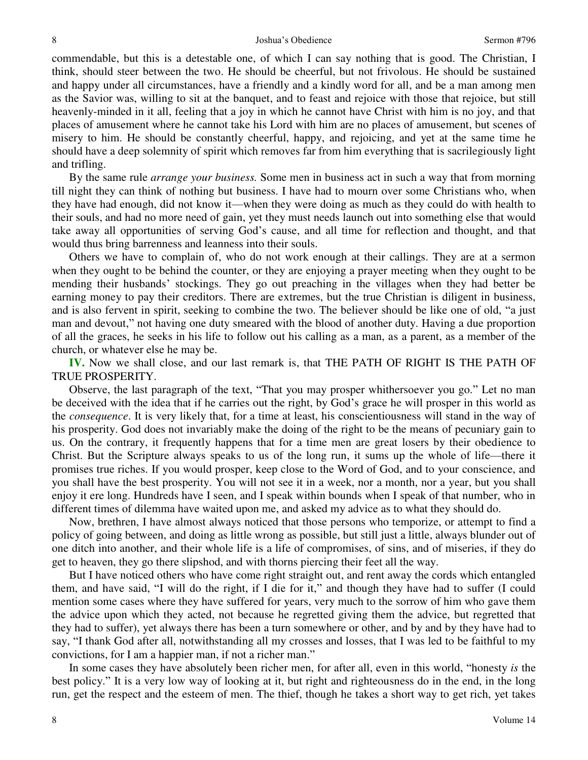commendable, but this is a detestable one, of which I can say nothing that is good. The Christian, I think, should steer between the two. He should be cheerful, but not frivolous. He should be sustained and happy under all circumstances, have a friendly and a kindly word for all, and be a man among men as the Savior was, willing to sit at the banquet, and to feast and rejoice with those that rejoice, but still heavenly-minded in it all, feeling that a joy in which he cannot have Christ with him is no joy, and that places of amusement where he cannot take his Lord with him are no places of amusement, but scenes of misery to him. He should be constantly cheerful, happy, and rejoicing, and yet at the same time he should have a deep solemnity of spirit which removes far from him everything that is sacrilegiously light and trifling.

By the same rule *arrange your business.* Some men in business act in such a way that from morning till night they can think of nothing but business. I have had to mourn over some Christians who, when they have had enough, did not know it—when they were doing as much as they could do with health to their souls, and had no more need of gain, yet they must needs launch out into something else that would take away all opportunities of serving God's cause, and all time for reflection and thought, and that would thus bring barrenness and leanness into their souls.

Others we have to complain of, who do not work enough at their callings. They are at a sermon when they ought to be behind the counter, or they are enjoying a prayer meeting when they ought to be mending their husbands' stockings. They go out preaching in the villages when they had better be earning money to pay their creditors. There are extremes, but the true Christian is diligent in business, and is also fervent in spirit, seeking to combine the two. The believer should be like one of old, "a just man and devout," not having one duty smeared with the blood of another duty. Having a due proportion of all the graces, he seeks in his life to follow out his calling as a man, as a parent, as a member of the church, or whatever else he may be.

**IV.** Now we shall close, and our last remark is, that THE PATH OF RIGHT IS THE PATH OF TRUE PROSPERITY.

Observe, the last paragraph of the text, "That you may prosper whithersoever you go." Let no man be deceived with the idea that if he carries out the right, by God's grace he will prosper in this world as the *consequence*. It is very likely that, for a time at least, his conscientiousness will stand in the way of his prosperity. God does not invariably make the doing of the right to be the means of pecuniary gain to us. On the contrary, it frequently happens that for a time men are great losers by their obedience to Christ. But the Scripture always speaks to us of the long run, it sums up the whole of life—there it promises true riches. If you would prosper, keep close to the Word of God, and to your conscience, and you shall have the best prosperity. You will not see it in a week, nor a month, nor a year, but you shall enjoy it ere long. Hundreds have I seen, and I speak within bounds when I speak of that number, who in different times of dilemma have waited upon me, and asked my advice as to what they should do.

Now, brethren, I have almost always noticed that those persons who temporize, or attempt to find a policy of going between, and doing as little wrong as possible, but still just a little, always blunder out of one ditch into another, and their whole life is a life of compromises, of sins, and of miseries, if they do get to heaven, they go there slipshod, and with thorns piercing their feet all the way.

But I have noticed others who have come right straight out, and rent away the cords which entangled them, and have said, "I will do the right, if I die for it," and though they have had to suffer (I could mention some cases where they have suffered for years, very much to the sorrow of him who gave them the advice upon which they acted, not because he regretted giving them the advice, but regretted that they had to suffer), yet always there has been a turn somewhere or other, and by and by they have had to say, "I thank God after all, notwithstanding all my crosses and losses, that I was led to be faithful to my convictions, for I am a happier man, if not a richer man."

In some cases they have absolutely been richer men, for after all, even in this world, "honesty *is* the best policy." It is a very low way of looking at it, but right and righteousness do in the end, in the long run, get the respect and the esteem of men. The thief, though he takes a short way to get rich, yet takes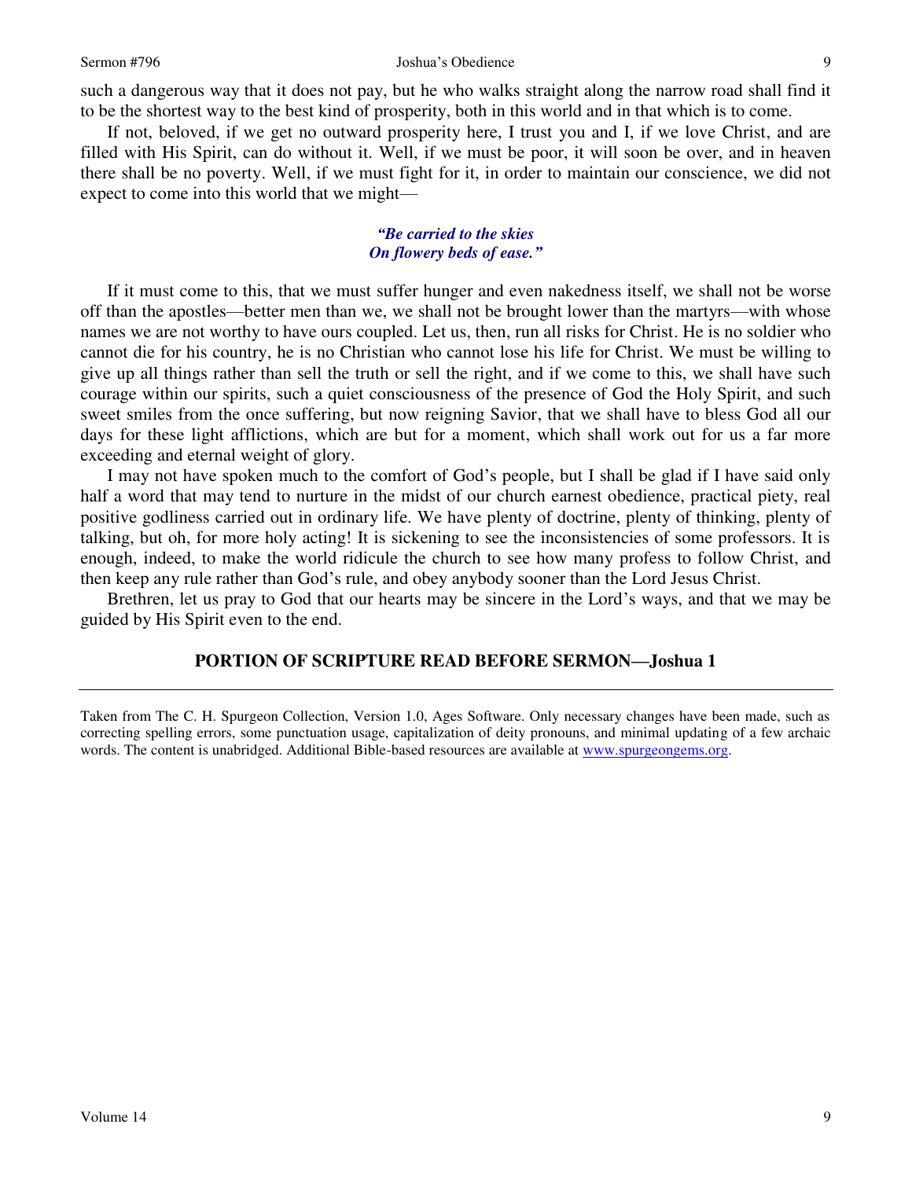such a dangerous way that it does not pay, but he who walks straight along the narrow road shall find it to be the shortest way to the best kind of prosperity, both in this world and in that which is to come.

If not, beloved, if we get no outward prosperity here, I trust you and I, if we love Christ, and are filled with His Spirit, can do without it. Well, if we must be poor, it will soon be over, and in heaven there shall be no poverty. Well, if we must fight for it, in order to maintain our conscience, we did not expect to come into this world that we might—

> ***"Be carried to the skies***
> ***On flowery beds of ease."***

If it must come to this, that we must suffer hunger and even nakedness itself, we shall not be worse off than the apostles—better men than we, we shall not be brought lower than the martyrs—with whose names we are not worthy to have ours coupled. Let us, then, run all risks for Christ. He is no soldier who cannot die for his country, he is no Christian who cannot lose his life for Christ. We must be willing to give up all things rather than sell the truth or sell the right, and if we come to this, we shall have such courage within our spirits, such a quiet consciousness of the presence of God the Holy Spirit, and such sweet smiles from the once suffering, but now reigning Savior, that we shall have to bless God all our days for these light afflictions, which are but for a moment, which shall work out for us a far more exceeding and eternal weight of glory.

I may not have spoken much to the comfort of God's people, but I shall be glad if I have said only half a word that may tend to nurture in the midst of our church earnest obedience, practical piety, real positive godliness carried out in ordinary life. We have plenty of doctrine, plenty of thinking, plenty of talking, but oh, for more holy acting! It is sickening to see the inconsistencies of some professors. It is enough, indeed, to make the world ridicule the church to see how many profess to follow Christ, and then keep any rule rather than God's rule, and obey anybody sooner than the Lord Jesus Christ.

Brethren, let us pray to God that our hearts may be sincere in the Lord's ways, and that we may be guided by His Spirit even to the end.

## PORTION OF SCRIPTURE READ BEFORE SERMON—Joshua 1

---

Taken from The C. H. Spurgeon Collection, Version 1.0, Ages Software. Only necessary changes have been made, such as correcting spelling errors, some punctuation usage, capitalization of deity pronouns, and minimal updating of a few archaic words. The content is unabridged. Additional Bible-based resources are available at www.spurgeongems.org.